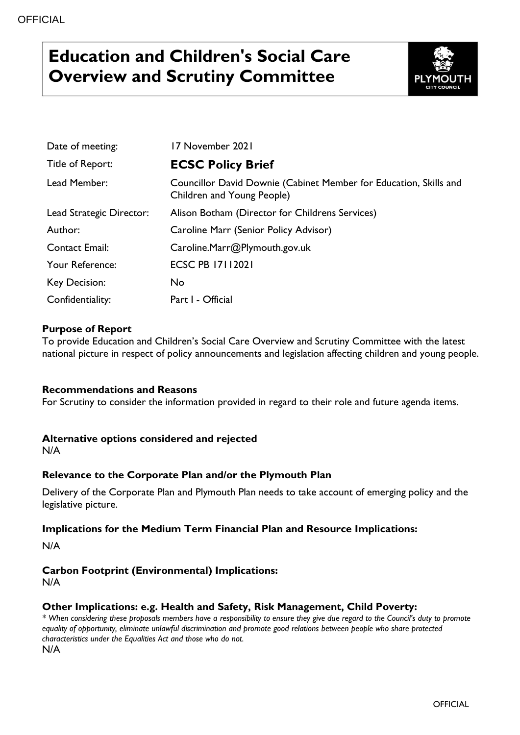# Education and Children's Social Care Overview and Scrutiny Committee

| | |
|---|---|
| Date of meeting: | 17 November 2021 |
| Title of Report: | **ECSC Policy Brief** |
| Lead Member: | Councillor David Downie (Cabinet Member for Education, Skills and Children and Young People) |
| Lead Strategic Director: | Alison Botham (Director for Childrens Services) |
| Author: | Caroline Marr (Senior Policy Advisor) |
| Contact Email: | Caroline.Marr@Plymouth.gov.uk |
| Your Reference: | ECSC PB 17112021 |
| Key Decision: | No |
| Confidentiality: | Part I - Official |

**Purpose of Report**

To provide Education and Children's Social Care Overview and Scrutiny Committee with the latest national picture in respect of policy announcements and legislation affecting children and young people.

**Recommendations and Reasons**

For Scrutiny to consider the information provided in regard to their role and future agenda items.

**Alternative options considered and rejected**

N/A

**Relevance to the Corporate Plan and/or the Plymouth Plan**

Delivery of the Corporate Plan and Plymouth Plan needs to take account of emerging policy and the legislative picture.

**Implications for the Medium Term Financial Plan and Resource Implications:**

N/A

**Carbon Footprint (Environmental) Implications:**

N/A

**Other Implications: e.g. Health and Safety, Risk Management, Child Poverty:**

*\* When considering these proposals members have a responsibility to ensure they give due regard to the Council's duty to promote equality of opportunity, eliminate unlawful discrimination and promote good relations between people who share protected characteristics under the Equalities Act and those who do not.*

N/A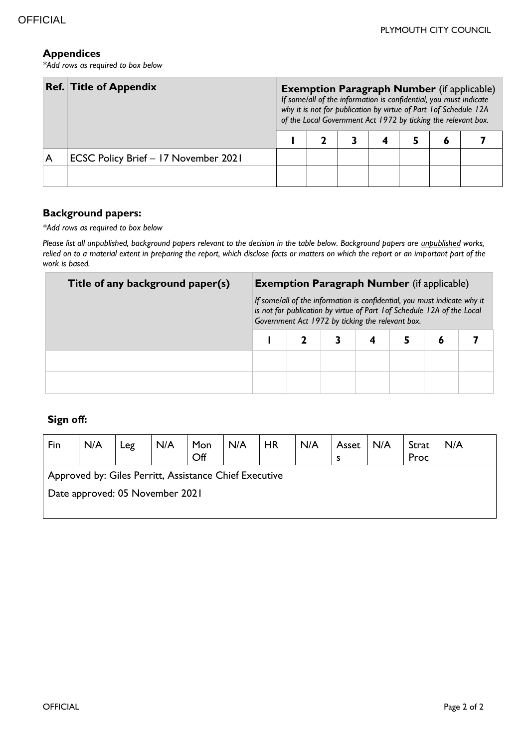## Appendices

*\*Add rows as required to box below*

| Ref. | Title of Appendix | **Exemption Paragraph Number** (if applicable) *If some/all of the information is confidential, you must indicate why it is not for publication by virtue of Part 1of Schedule 12A of the Local Government Act 1972 by ticking the relevant box.* | | | | | | |
|---|---|---|---|---|---|---|---|---|
| | | 1 | 2 | 3 | 4 | 5 | 6 | 7 |
| A | ECSC Policy Brief – 17 November 2021 | | | | | | | |
| | | | | | | | | |

## Background papers:

*\*Add rows as required to box below*

*Please list all unpublished, background papers relevant to the decision in the table below. Background papers are unpublished works, relied on to a material extent in preparing the report, which disclose facts or matters on which the report or an important part of the work is based.*

| Title of any background paper(s) | **Exemption Paragraph Number** (if applicable) *If some/all of the information is confidential, you must indicate why it is not for publication by virtue of Part 1of Schedule 12A of the Local Government Act 1972 by ticking the relevant box.* | | | | | | |
|---|---|---|---|---|---|---|---|
| | 1 | 2 | 3 | 4 | 5 | 6 | 7 |
| | | | | | | | |
| | | | | | | | |

## Sign off:

| Fin | N/A | Leg | N/A | Mon Off | N/A | HR | N/A | Assets | N/A | Strat Proc | N/A |
|---|---|---|---|---|---|---|---|---|---|---|---|
| Approved by: Giles Perritt, Assistance Chief Executive<br>Date approved: 05 November 2021 | | | | | | | | | | | |